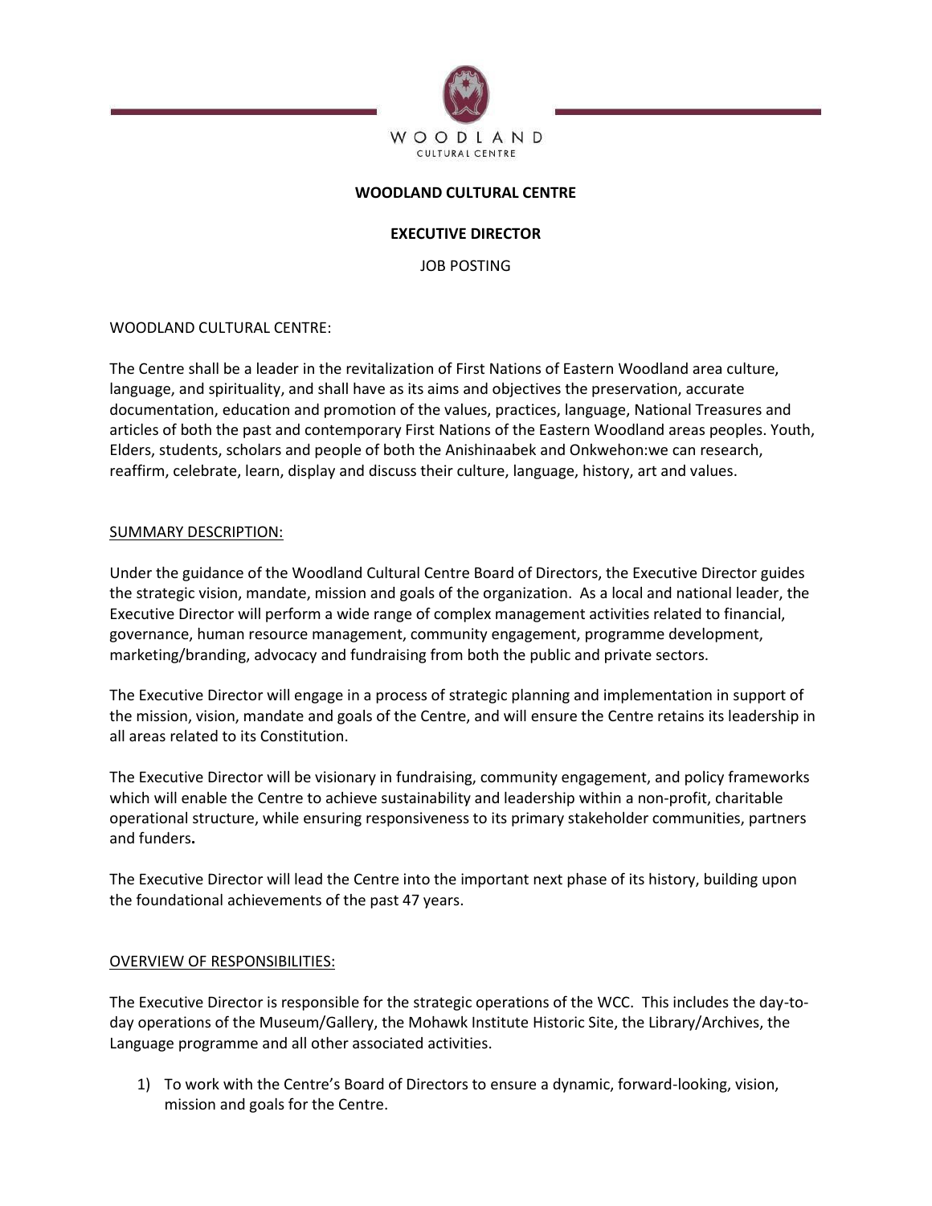WOODLAND
CULTURAL CENTRE

# WOODLAND CULTURAL CENTRE

## EXECUTIVE DIRECTOR

JOB POSTING

WOODLAND CULTURAL CENTRE:

The Centre shall be a leader in the revitalization of First Nations of Eastern Woodland area culture, language, and spirituality, and shall have as its aims and objectives the preservation, accurate documentation, education and promotion of the values, practices, language, National Treasures and articles of both the past and contemporary First Nations of the Eastern Woodland areas peoples. Youth, Elders, students, scholars and people of both the Anishinaabek and Onkwehon:we can research, reaffirm, celebrate, learn, display and discuss their culture, language, history, art and values.

SUMMARY DESCRIPTION:

Under the guidance of the Woodland Cultural Centre Board of Directors, the Executive Director guides the strategic vision, mandate, mission and goals of the organization. As a local and national leader, the Executive Director will perform a wide range of complex management activities related to financial, governance, human resource management, community engagement, programme development, marketing/branding, advocacy and fundraising from both the public and private sectors.

The Executive Director will engage in a process of strategic planning and implementation in support of the mission, vision, mandate and goals of the Centre, and will ensure the Centre retains its leadership in all areas related to its Constitution.

The Executive Director will be visionary in fundraising, community engagement, and policy frameworks which will enable the Centre to achieve sustainability and leadership within a non-profit, charitable operational structure, while ensuring responsiveness to its primary stakeholder communities, partners and funders.

The Executive Director will lead the Centre into the important next phase of its history, building upon the foundational achievements of the past 47 years.

OVERVIEW OF RESPONSIBILITIES:

The Executive Director is responsible for the strategic operations of the WCC. This includes the day-to-day operations of the Museum/Gallery, the Mohawk Institute Historic Site, the Library/Archives, the Language programme and all other associated activities.

1) To work with the Centre's Board of Directors to ensure a dynamic, forward-looking, vision, mission and goals for the Centre.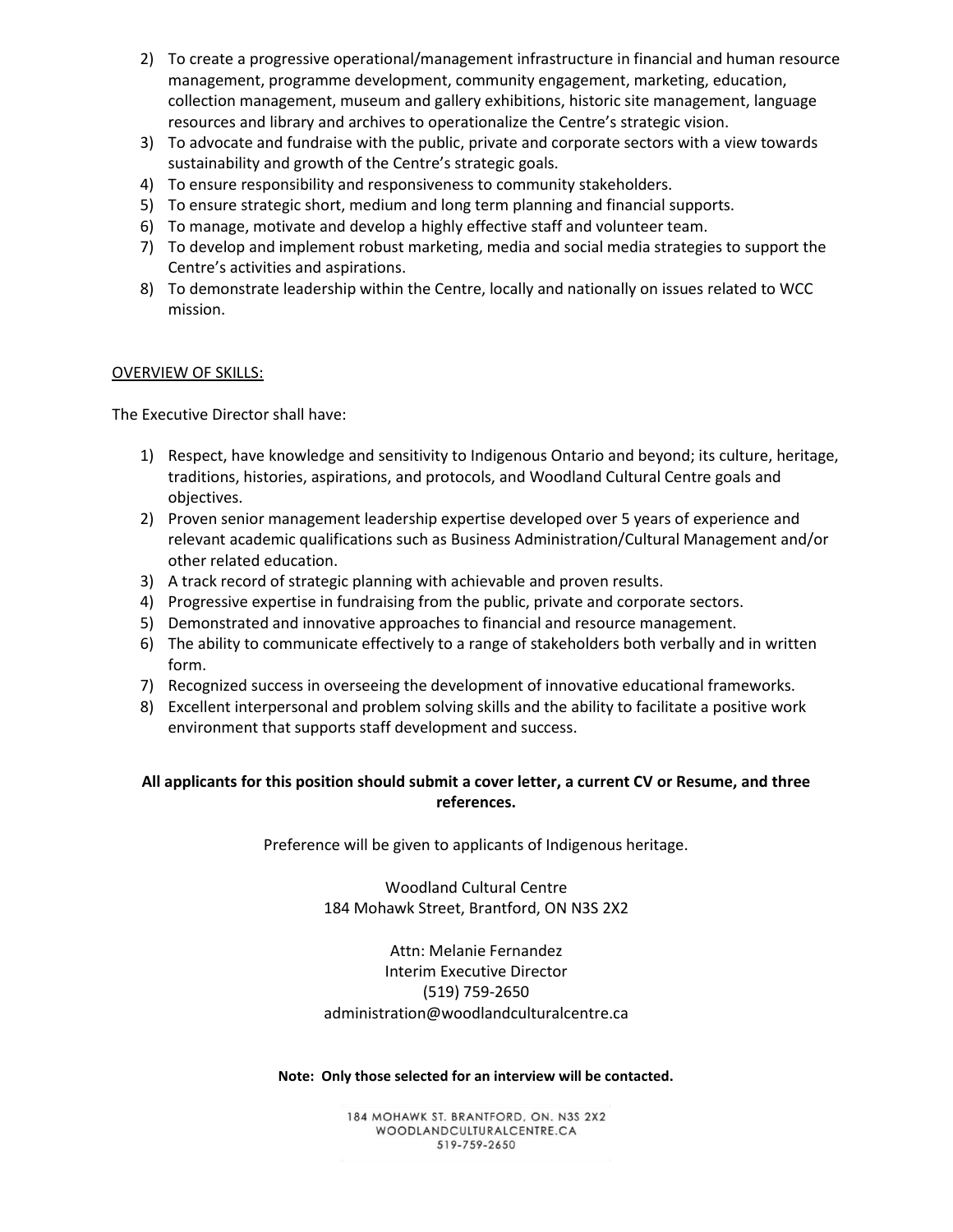2) To create a progressive operational/management infrastructure in financial and human resource management, programme development, community engagement, marketing, education, collection management, museum and gallery exhibitions, historic site management, language resources and library and archives to operationalize the Centre's strategic vision.
3) To advocate and fundraise with the public, private and corporate sectors with a view towards sustainability and growth of the Centre's strategic goals.
4) To ensure responsibility and responsiveness to community stakeholders.
5) To ensure strategic short, medium and long term planning and financial supports.
6) To manage, motivate and develop a highly effective staff and volunteer team.
7) To develop and implement robust marketing, media and social media strategies to support the Centre's activities and aspirations.
8) To demonstrate leadership within the Centre, locally and nationally on issues related to WCC mission.

<u>OVERVIEW OF SKILLS:</u>

The Executive Director shall have:

1) Respect, have knowledge and sensitivity to Indigenous Ontario and beyond; its culture, heritage, traditions, histories, aspirations, and protocols, and Woodland Cultural Centre goals and objectives.
2) Proven senior management leadership expertise developed over 5 years of experience and relevant academic qualifications such as Business Administration/Cultural Management and/or other related education.
3) A track record of strategic planning with achievable and proven results.
4) Progressive expertise in fundraising from the public, private and corporate sectors.
5) Demonstrated and innovative approaches to financial and resource management.
6) The ability to communicate effectively to a range of stakeholders both verbally and in written form.
7) Recognized success in overseeing the development of innovative educational frameworks.
8) Excellent interpersonal and problem solving skills and the ability to facilitate a positive work environment that supports staff development and success.

**All applicants for this position should submit a cover letter, a current CV or Resume, and three references.**

Preference will be given to applicants of Indigenous heritage.

Woodland Cultural Centre
184 Mohawk Street, Brantford, ON N3S 2X2

Attn: Melanie Fernandez
Interim Executive Director
(519) 759-2650
administration@woodlandculturalcentre.ca

**Note: Only those selected for an interview will be contacted.**